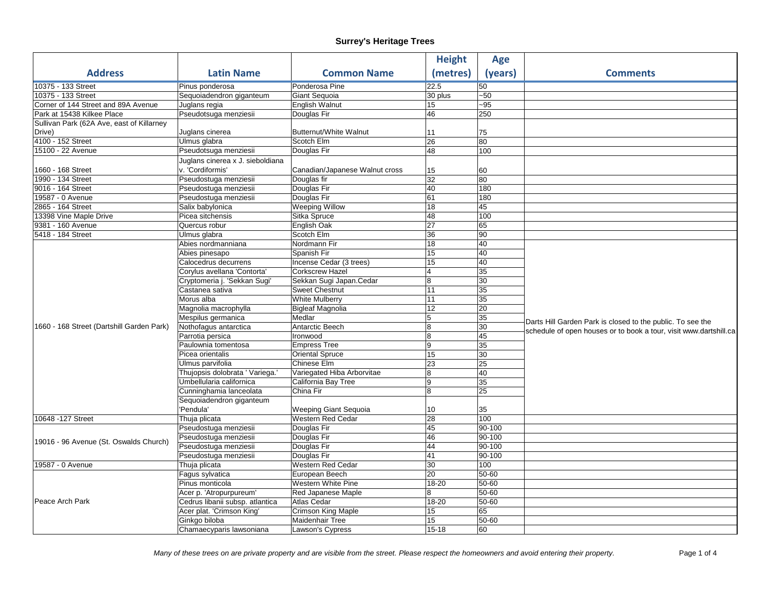# Surrey's Heritage Trees

| Address | Latin Name | Common Name | Height (metres) | Age (years) | Comments |
|---|---|---|---|---|---|
| 10375 - 133 Street | Pinus ponderosa | Ponderosa Pine | 22.5 | 50 | |
| 10375 - 133 Street | Sequoiadendron giganteum | Giant Sequoia | 30 plus | ~50 | |
| Corner of 144 Street and 89A Avenue | Juglans regia | English Walnut | 15 | ~95 | |
| Park at 15438 Kilkee Place | Pseudotsuga menziesii | Douglas Fir | 46 | 250 | |
| Sullivan Park (62A Ave, east of Killarney Drive) | Juglans cinerea | Butternut/White Walnut | 11 | 75 | |
| 4100 - 152 Street | Ulmus glabra | Scotch Elm | 26 | 80 | |
| 15100 - 22 Avenue | Pseudotsuga menziesii | Douglas Fir | 48 | 100 | |
| 1660 - 168 Street | Juglans cinerea x J. sieboldiana v. 'Cordiformis' | Canadian/Japanese Walnut cross | 15 | 60 | |
| 1990 - 134 Street | Pseudostuga menziesii | Douglas fir | 32 | 80 | |
| 9016 - 164 Street | Pseudostuga menziesii | Douglas Fir | 40 | 180 | |
| 19587 - 0 Avenue | Pseudostuga menziesii | Douglas Fir | 61 | 180 | |
| 2865 - 164 Street | Salix babylonica | Weeping Willow | 18 | 45 | |
| 13398 Vine Maple Drive | Picea sitchensis | Sitka Spruce | 48 | 100 | |
| 9381 - 160 Avenue | Quercus robur | English Oak | 27 | 65 | |
| 5418 - 184 Street | Ulmus glabra | Scotch Elm | 36 | 90 | |
| 1660 - 168 Street (Dartshill Garden Park) | Abies nordmanniana | Nordmann Fir | 18 | 40 | Darts Hill Garden Park is closed to the public. To see the schedule of open houses or to book a tour, visit www.dartshill.ca |
| | Abies pinesapo | Spanish Fir | 15 | 40 | |
| | Calocedrus decurrens | Incense Cedar (3 trees) | 15 | 40 | |
| | Corylus avellana 'Contorta' | Corkscrew Hazel | 4 | 35 | |
| | Cryptomeria j. 'Sekkan Sugi' | Sekkan Sugi Japan.Cedar | 8 | 30 | |
| | Castanea sativa | Sweet Chestnut | 11 | 35 | |
| | Morus alba | White Mulberry | 11 | 35 | |
| | Magnolia macrophylla | Bigleaf Magnolia | 12 | 20 | |
| | Mespilus germanica | Medlar | 5 | 35 | |
| | Nothofagus antarctica | Antarctic Beech | 8 | 30 | |
| | Parrotia persica | Ironwood | 8 | 45 | |
| | Paulownia tomentosa | Empress Tree | 9 | 35 | |
| | Picea orientalis | Oriental Spruce | 15 | 30 | |
| | Ulmus parvifolia | Chinese Elm | 23 | 25 | |
| | Thujopsis dolobrata ' Variega.' | Variegated Hiba Arborvitae | 8 | 40 | |
| | Umbellularia californica | California Bay Tree | 9 | 35 | |
| | Cunninghamia lanceolata | China Fir | 8 | 25 | |
| | Sequoiadendron giganteum 'Pendula' | Weeping Giant Sequoia | 10 | 35 | |
| 10648 -127 Street | Thuja plicata | Western Red Cedar | 28 | 100 | |
| 19016 - 96 Avenue (St. Oswalds Church) | Pseudostuga menziesii | Douglas Fir | 45 | 90-100 | |
| | Pseudostuga menziesii | Douglas Fir | 46 | 90-100 | |
| | Pseudostuga menziesii | Douglas Fir | 44 | 90-100 | |
| | Pseudostuga menziesii | Douglas Fir | 41 | 90-100 | |
| 19587 - 0 Avenue | Thuja plicata | Western Red Cedar | 30 | 100 | |
| Peace Arch Park | Fagus sylvatica | European Beech | 20 | 50-60 | |
| | Pinus monticola | Western White Pine | 18-20 | 50-60 | |
| | Acer p. 'Atropurpureum' | Red Japanese Maple | 8 | 50-60 | |
| | Cedrus libanii subsp. atlantica | Atlas Cedar | 18-20 | 50-60 | |
| | Acer plat. 'Crimson King' | Crimson King Maple | 15 | 65 | |
| | Ginkgo biloba | Maidenhair Tree | 15 | 50-60 | |
| | Chamaecyparis lawsoniana | Lawson's Cypress | 15-18 | 60 | |

*Many of these trees on are private property and are visible from the street. Please respect the homeowners and avoid entering their property.*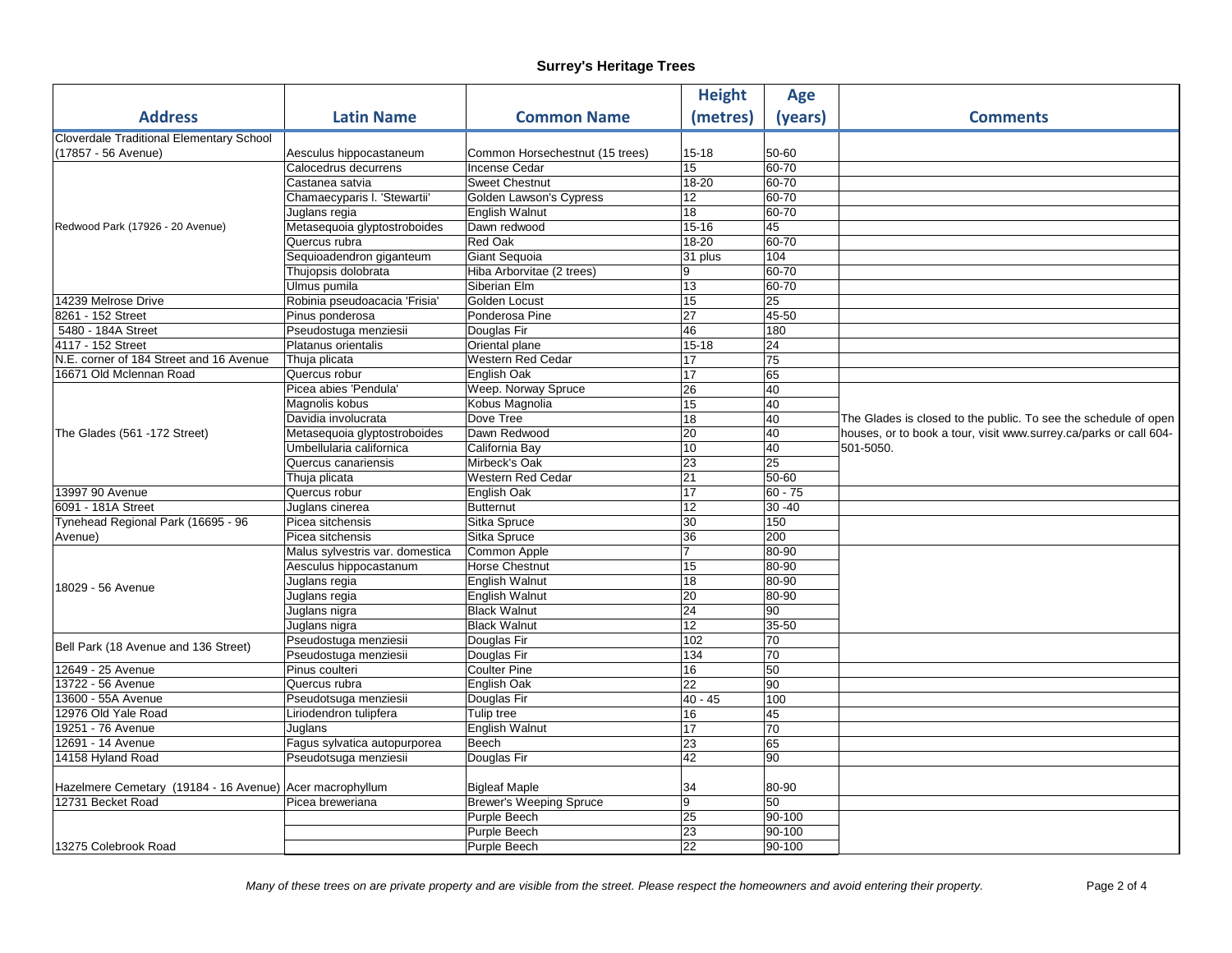## Surrey's Heritage Trees

| Address | Latin Name | Common Name | Height (metres) | Age (years) | Comments |
|---|---|---|---|---|---|
| Cloverdale Traditional Elementary School (17857 - 56 Avenue) | Aesculus hippocastaneum | Common Horsechestnut (15 trees) | 15-18 | 50-60 | |
| Redwood Park (17926 - 20 Avenue) | Calocedrus decurrens | Incense Cedar | 15 | 60-70 | |
| | Castanea satvia | Sweet Chestnut | 18-20 | 60-70 | |
| | Chamaecyparis l. 'Stewartii' | Golden Lawson's Cypress | 12 | 60-70 | |
| | Juglans regia | English Walnut | 18 | 60-70 | |
| | Metasequoia glyptostroboides | Dawn redwood | 15-16 | 45 | |
| | Quercus rubra | Red Oak | 18-20 | 60-70 | |
| | Sequioadendron giganteum | Giant Sequoia | 31 plus | 104 | |
| | Thujopsis dolobrata | Hiba Arborvitae (2 trees) | 9 | 60-70 | |
| | Ulmus pumila | Siberian Elm | 13 | 60-70 | |
| 14239 Melrose Drive | Robinia pseudoacacia 'Frisia' | Golden Locust | 15 | 25 | |
| 8261 - 152 Street | Pinus ponderosa | Ponderosa Pine | 27 | 45-50 | |
| 5480 - 184A Street | Pseudostuga menziesii | Douglas Fir | 46 | 180 | |
| 4117 - 152 Street | Platanus orientalis | Oriental plane | 15-18 | 24 | |
| N.E. corner of 184 Street and 16 Avenue | Thuja plicata | Western Red Cedar | 17 | 75 | |
| 16671 Old Mclennan Road | Quercus robur | English Oak | 17 | 65 | |
| The Glades (561 -172 Street) | Picea abies 'Pendula' | Weep. Norway Spruce | 26 | 40 | The Glades is closed to the public. To see the schedule of open houses, or to book a tour, visit www.surrey.ca/parks or call 604-501-5050. |
| | Magnolis kobus | Kobus Magnolia | 15 | 40 | |
| | Davidia involucrata | Dove Tree | 18 | 40 | |
| | Metasequoia glyptostroboides | Dawn Redwood | 20 | 40 | |
| | Umbellularia californica | California Bay | 10 | 40 | |
| | Quercus canariensis | Mirbeck's Oak | 23 | 25 | |
| | Thuja plicata | Western Red Cedar | 21 | 50-60 | |
| 13997 90 Avenue | Quercus robur | English Oak | 17 | 60 - 75 | |
| 6091 - 181A Street | Juglans cinerea | Butternut | 12 | 30 -40 | |
| Tynehead Regional Park (16695 - 96 Avenue) | Picea sitchensis | Sitka Spruce | 30 | 150 | |
| | Picea sitchensis | Sitka Spruce | 36 | 200 | |
| 18029 - 56 Avenue | Malus sylvestris var. domestica | Common Apple | 7 | 80-90 | |
| | Aesculus hippocastanum | Horse Chestnut | 15 | 80-90 | |
| | Juglans regia | English Walnut | 18 | 80-90 | |
| | Juglans regia | English Walnut | 20 | 80-90 | |
| | Juglans nigra | Black Walnut | 24 | 90 | |
| | Juglans nigra | Black Walnut | 12 | 35-50 | |
| Bell Park (18 Avenue and 136 Street) | Pseudostuga menziesii | Douglas Fir | 102 | 70 | |
| | Pseudostuga menziesii | Douglas Fir | 134 | 70 | |
| 12649 - 25 Avenue | Pinus coulteri | Coulter Pine | 16 | 50 | |
| 13722 - 56 Avenue | Quercus rubra | English Oak | 22 | 90 | |
| 13600 - 55A Avenue | Pseudotsuga menziesii | Douglas Fir | 40 - 45 | 100 | |
| 12976 Old Yale Road | Liriodendron tulipfera | Tulip tree | 16 | 45 | |
| 19251 - 76 Avenue | Juglans | English Walnut | 17 | 70 | |
| 12691 - 14 Avenue | Fagus sylvatica autopurporea | Beech | 23 | 65 | |
| 14158 Hyland Road | Pseudotsuga menziesii | Douglas Fir | 42 | 90 | |
| Hazelmere Cemetary (19184 - 16 Avenue) | Acer macrophyllum | Bigleaf Maple | 34 | 80-90 | |
| 12731 Becket Road | Picea breweriana | Brewer's Weeping Spruce | 9 | 50 | |
| 13275 Colebrook Road | | Purple Beech | 25 | 90-100 | |
| | | Purple Beech | 23 | 90-100 | |
| | | Purple Beech | 22 | 90-100 | |

*Many of these trees on are private property and are visible from the street. Please respect the homeowners and avoid entering their property.*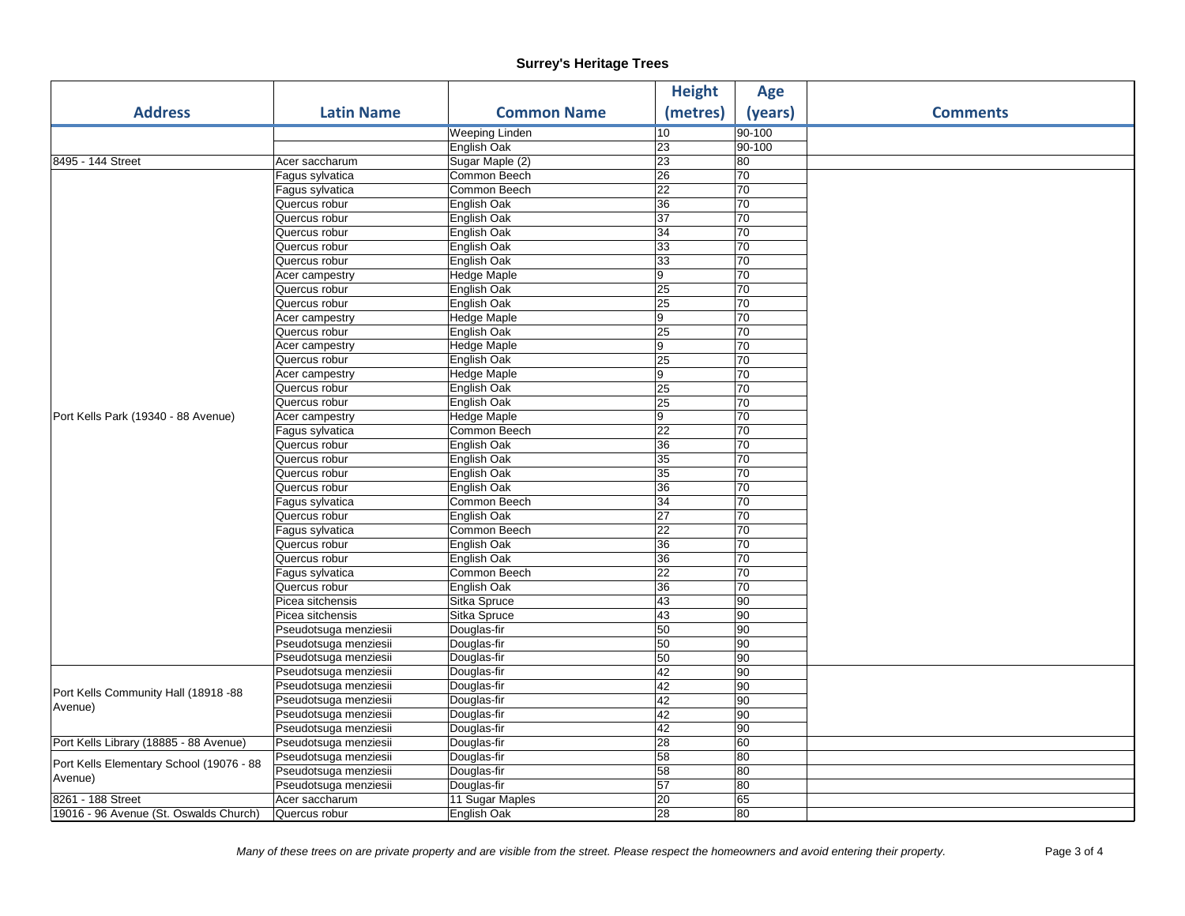## Surrey's Heritage Trees

| Address | Latin Name | Common Name | Height (metres) | Age (years) | Comments |
|---|---|---|---|---|---|
| | | Weeping Linden | 10 | 90-100 | |
| | | English Oak | 23 | 90-100 | |
| 8495 - 144 Street | Acer saccharum | Sugar Maple (2) | 23 | 80 | |
| Port Kells Park (19340 - 88 Avenue) | Fagus sylvatica | Common Beech | 26 | 70 | |
| | Fagus sylvatica | Common Beech | 22 | 70 | |
| | Quercus robur | English Oak | 36 | 70 | |
| | Quercus robur | English Oak | 37 | 70 | |
| | Quercus robur | English Oak | 34 | 70 | |
| | Quercus robur | English Oak | 33 | 70 | |
| | Quercus robur | English Oak | 33 | 70 | |
| | Acer campestry | Hedge Maple | 9 | 70 | |
| | Quercus robur | English Oak | 25 | 70 | |
| | Quercus robur | English Oak | 25 | 70 | |
| | Acer campestry | Hedge Maple | 9 | 70 | |
| | Quercus robur | English Oak | 25 | 70 | |
| | Acer campestry | Hedge Maple | 9 | 70 | |
| | Quercus robur | English Oak | 25 | 70 | |
| | Acer campestry | Hedge Maple | 9 | 70 | |
| | Quercus robur | English Oak | 25 | 70 | |
| | Quercus robur | English Oak | 25 | 70 | |
| | Acer campestry | Hedge Maple | 9 | 70 | |
| | Fagus sylvatica | Common Beech | 22 | 70 | |
| | Quercus robur | English Oak | 36 | 70 | |
| | Quercus robur | English Oak | 35 | 70 | |
| | Quercus robur | English Oak | 35 | 70 | |
| | Quercus robur | English Oak | 36 | 70 | |
| | Fagus sylvatica | Common Beech | 34 | 70 | |
| | Quercus robur | English Oak | 27 | 70 | |
| | Fagus sylvatica | Common Beech | 22 | 70 | |
| | Quercus robur | English Oak | 36 | 70 | |
| | Quercus robur | English Oak | 36 | 70 | |
| | Fagus sylvatica | Common Beech | 22 | 70 | |
| | Quercus robur | English Oak | 36 | 70 | |
| | Picea sitchensis | Sitka Spruce | 43 | 90 | |
| | Picea sitchensis | Sitka Spruce | 43 | 90 | |
| | Pseudotsuga menziesii | Douglas-fir | 50 | 90 | |
| | Pseudotsuga menziesii | Douglas-fir | 50 | 90 | |
| | Pseudotsuga menziesii | Douglas-fir | 50 | 90 | |
| Port Kells Community Hall (18918 -88 Avenue) | Pseudotsuga menziesii | Douglas-fir | 42 | 90 | |
| | Pseudotsuga menziesii | Douglas-fir | 42 | 90 | |
| | Pseudotsuga menziesii | Douglas-fir | 42 | 90 | |
| | Pseudotsuga menziesii | Douglas-fir | 42 | 90 | |
| | Pseudotsuga menziesii | Douglas-fir | 42 | 90 | |
| Port Kells Library (18885 - 88 Avenue) | Pseudotsuga menziesii | Douglas-fir | 28 | 60 | |
| Port Kells Elementary School (19076 - 88 Avenue) | Pseudotsuga menziesii | Douglas-fir | 58 | 80 | |
| | Pseudotsuga menziesii | Douglas-fir | 58 | 80 | |
| | Pseudotsuga menziesii | Douglas-fir | 57 | 80 | |
| 8261 - 188 Street | Acer saccharum | 11 Sugar Maples | 20 | 65 | |
| 19016 - 96 Avenue (St. Oswalds Church) | Quercus robur | English Oak | 28 | 80 | |

*Many of these trees on are private property and are visible from the street. Please respect the homeowners and avoid entering their property.*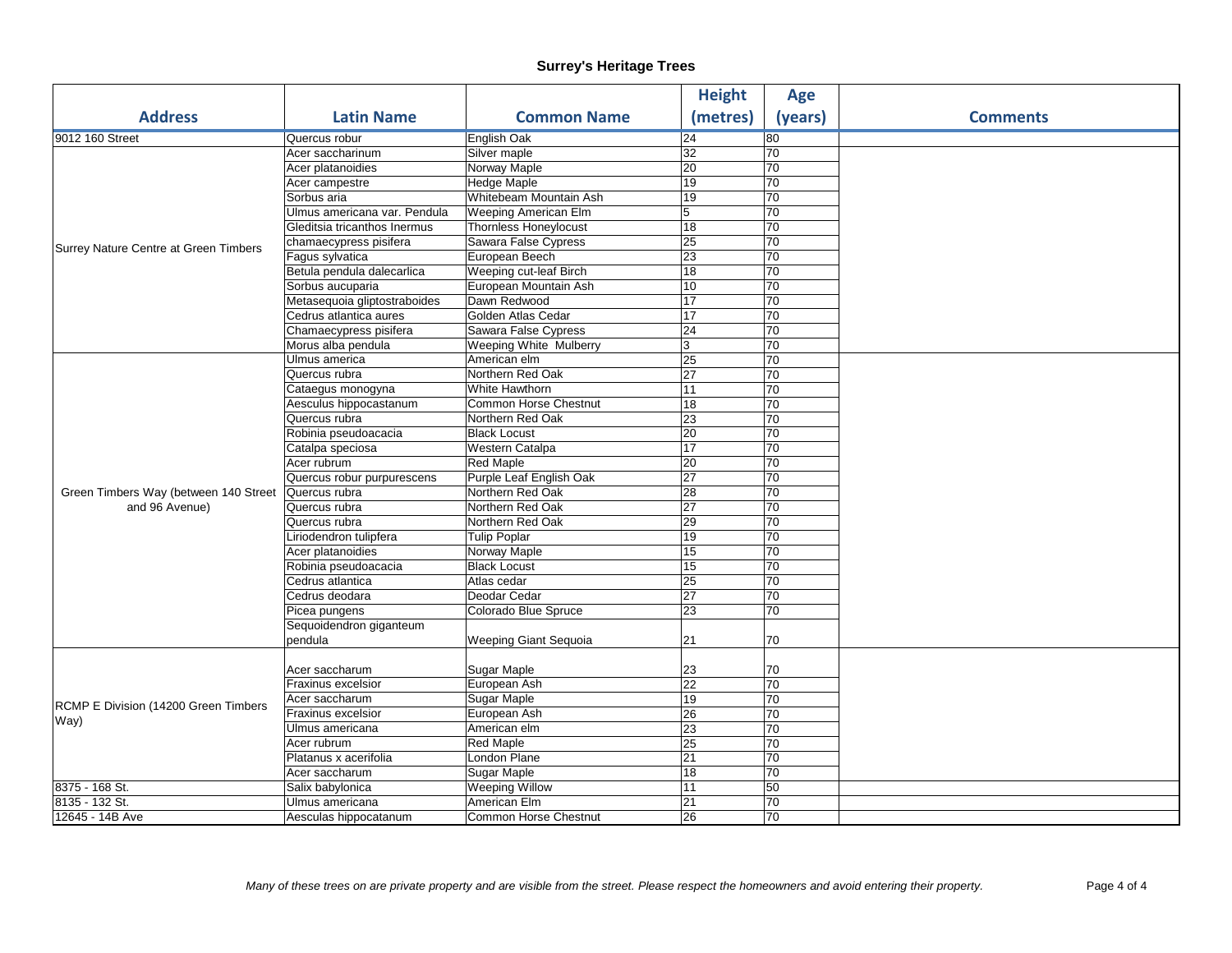# Surrey's Heritage Trees

| Address | Latin Name | Common Name | Height (metres) | Age (years) | Comments |
|---|---|---|---|---|---|
| 9012 160 Street | Quercus robur | English Oak | 24 | 80 | |
| Surrey Nature Centre at Green Timbers | Acer saccharinum | Silver maple | 32 | 70 | |
| | Acer platanoidies | Norway Maple | 20 | 70 | |
| | Acer campestre | Hedge Maple | 19 | 70 | |
| | Sorbus aria | Whitebeam Mountain Ash | 19 | 70 | |
| | Ulmus americana var. Pendula | Weeping American Elm | 5 | 70 | |
| | Gleditsia tricanthos Inermus | Thornless Honeylocust | 18 | 70 | |
| | chamaecypress pisifera | Sawara False Cypress | 25 | 70 | |
| | Fagus sylvatica | European Beech | 23 | 70 | |
| | Betula pendula dalecarlica | Weeping cut-leaf Birch | 18 | 70 | |
| | Sorbus aucuparia | European Mountain Ash | 10 | 70 | |
| | Metasequoia gliptostraboides | Dawn Redwood | 17 | 70 | |
| | Cedrus atlantica aures | Golden Atlas Cedar | 17 | 70 | |
| | Chamaecypress pisifera | Sawara False Cypress | 24 | 70 | |
| | Morus alba pendula | Weeping White Mulberry | 3 | 70 | |
| Green Timbers Way (between 140 Street and 96 Avenue) | Ulmus america | American elm | 25 | 70 | |
| | Quercus rubra | Northern Red Oak | 27 | 70 | |
| | Cataegus monogyna | White Hawthorn | 11 | 70 | |
| | Aesculus hippocastanum | Common Horse Chestnut | 18 | 70 | |
| | Quercus rubra | Northern Red Oak | 23 | 70 | |
| | Robinia pseudoacacia | Black Locust | 20 | 70 | |
| | Catalpa speciosa | Western Catalpa | 17 | 70 | |
| | Acer rubrum | Red Maple | 20 | 70 | |
| | Quercus robur purpurescens | Purple Leaf English Oak | 27 | 70 | |
| | Quercus rubra | Northern Red Oak | 28 | 70 | |
| | Quercus rubra | Northern Red Oak | 27 | 70 | |
| | Quercus rubra | Northern Red Oak | 29 | 70 | |
| | Liriodendron tulipfera | Tulip Poplar | 19 | 70 | |
| | Acer platanoidies | Norway Maple | 15 | 70 | |
| | Robinia pseudoacacia | Black Locust | 15 | 70 | |
| | Cedrus atlantica | Atlas cedar | 25 | 70 | |
| | Cedrus deodara | Deodar Cedar | 27 | 70 | |
| | Picea pungens | Colorado Blue Spruce | 23 | 70 | |
| | Sequoidendron giganteum pendula | Weeping Giant Sequoia | 21 | 70 | |
| RCMP E Division (14200 Green Timbers Way) | Acer saccharum | Sugar Maple | 23 | 70 | |
| | Fraxinus excelsior | European Ash | 22 | 70 | |
| | Acer saccharum | Sugar Maple | 19 | 70 | |
| | Fraxinus excelsior | European Ash | 26 | 70 | |
| | Ulmus americana | American elm | 23 | 70 | |
| | Acer rubrum | Red Maple | 25 | 70 | |
| | Platanus x acerifolia | London Plane | 21 | 70 | |
| | Acer saccharum | Sugar Maple | 18 | 70 | |
| 8375 - 168 St. | Salix babylonica | Weeping Willow | 11 | 50 | |
| 8135 - 132 St. | Ulmus americana | American Elm | 21 | 70 | |
| 12645 - 14B Ave | Aesculas hippocatanum | Common Horse Chestnut | 26 | 70 | |

*Many of these trees on are private property and are visible from the street. Please respect the homeowners and avoid entering their property.*